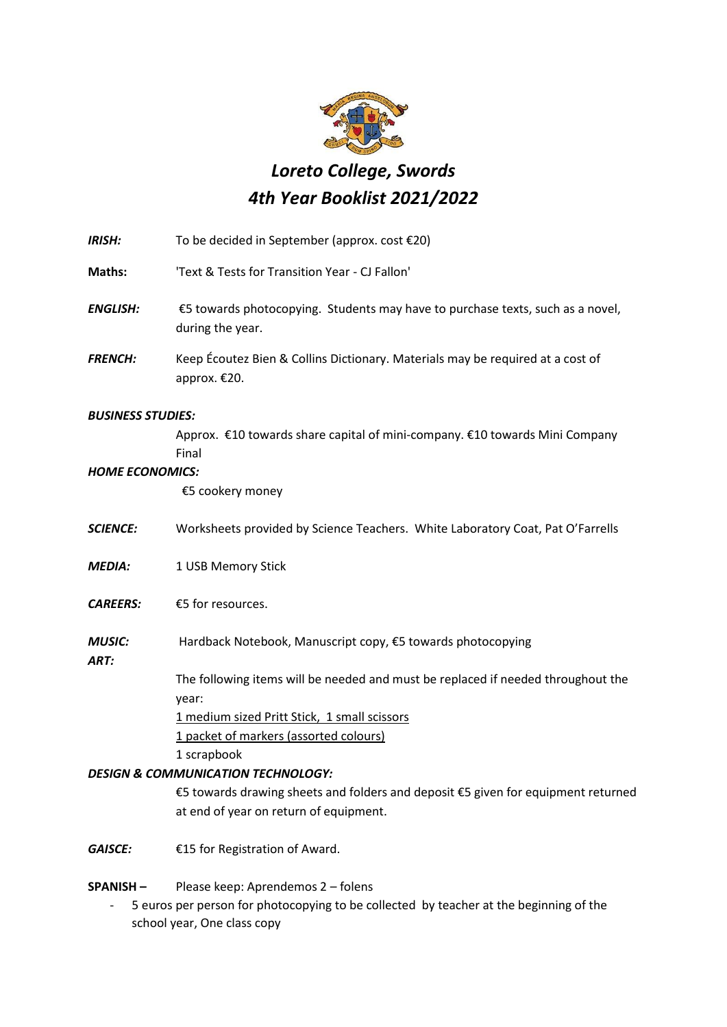# *Loreto College, Swords*
# *4th Year Booklist 2021/2022*

***IRISH:*** To be decided in September (approx. cost €20)

**Maths:** 'Text & Tests for Transition Year - CJ Fallon'

***ENGLISH:*** €5 towards photocopying. Students may have to purchase texts, such as a novel, during the year.

***FRENCH:*** Keep Écoutez Bien & Collins Dictionary. Materials may be required at a cost of approx. €20.

***BUSINESS STUDIES:***

Approx. €10 towards share capital of mini-company. €10 towards Mini Company Final

***HOME ECONOMICS:***

€5 cookery money

***SCIENCE:*** Worksheets provided by Science Teachers. White Laboratory Coat, Pat O'Farrells

***MEDIA:*** 1 USB Memory Stick

***CAREERS:*** €5 for resources.

***MUSIC:*** Hardback Notebook, Manuscript copy, €5 towards photocopying

***ART:***

The following items will be needed and must be replaced if needed throughout the year:

<u>1 medium sized Pritt Stick, 1 small scissors</u>
<u>1 packet of markers (assorted colours)</u>
1 scrapbook

***DESIGN & COMMUNICATION TECHNOLOGY:***

€5 towards drawing sheets and folders and deposit €5 given for equipment returned at end of year on return of equipment.

***GAISCE:*** €15 for Registration of Award.

**SPANISH –** Please keep: Aprendemos 2 – folens

- 5 euros per person for photocopying to be collected by teacher at the beginning of the school year, One class copy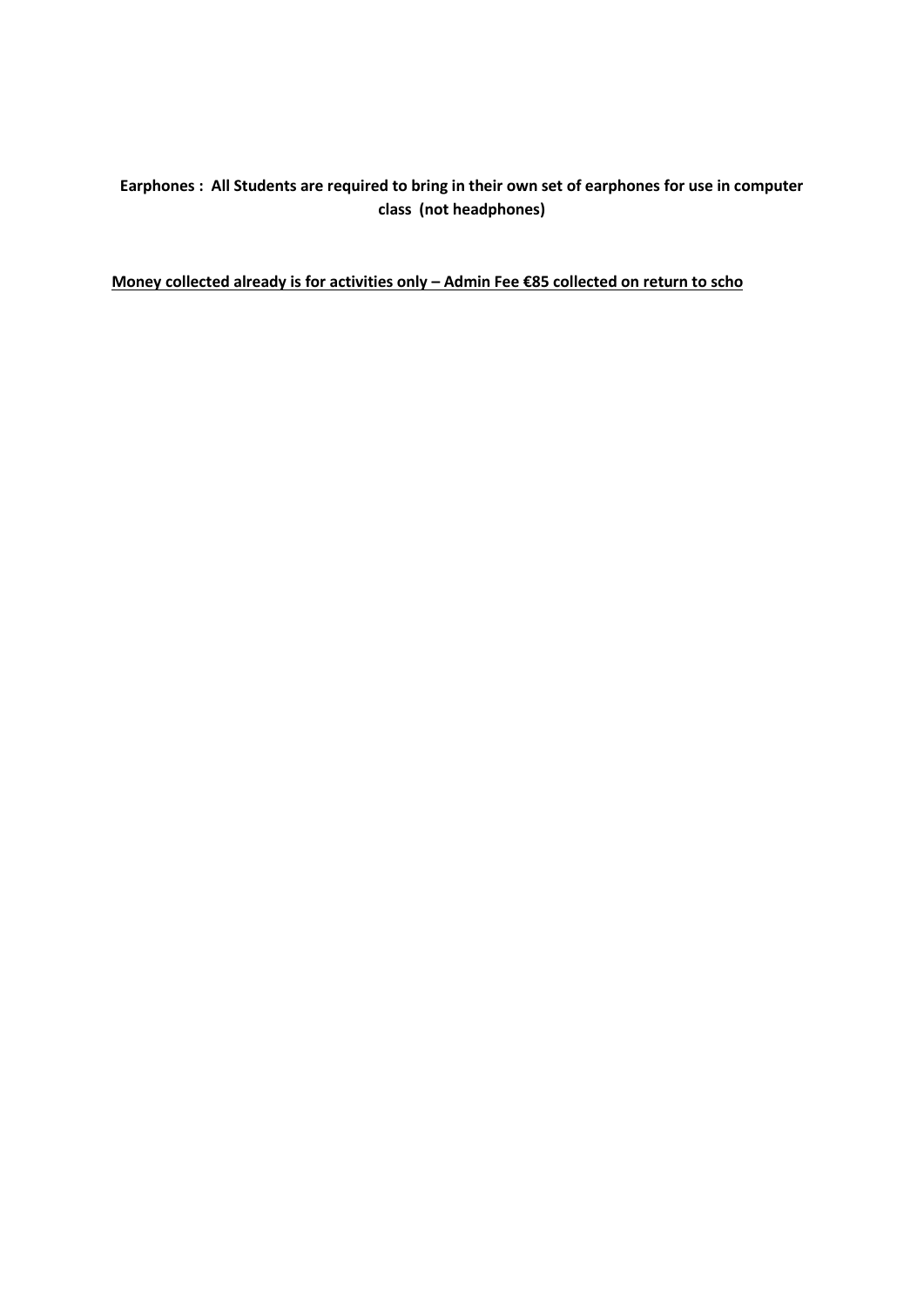**Earphones : All Students are required to bring in their own set of earphones for use in computer class (not headphones)**

**<u>Money collected already is for activities only – Admin Fee €85 collected on return to scho</u>**